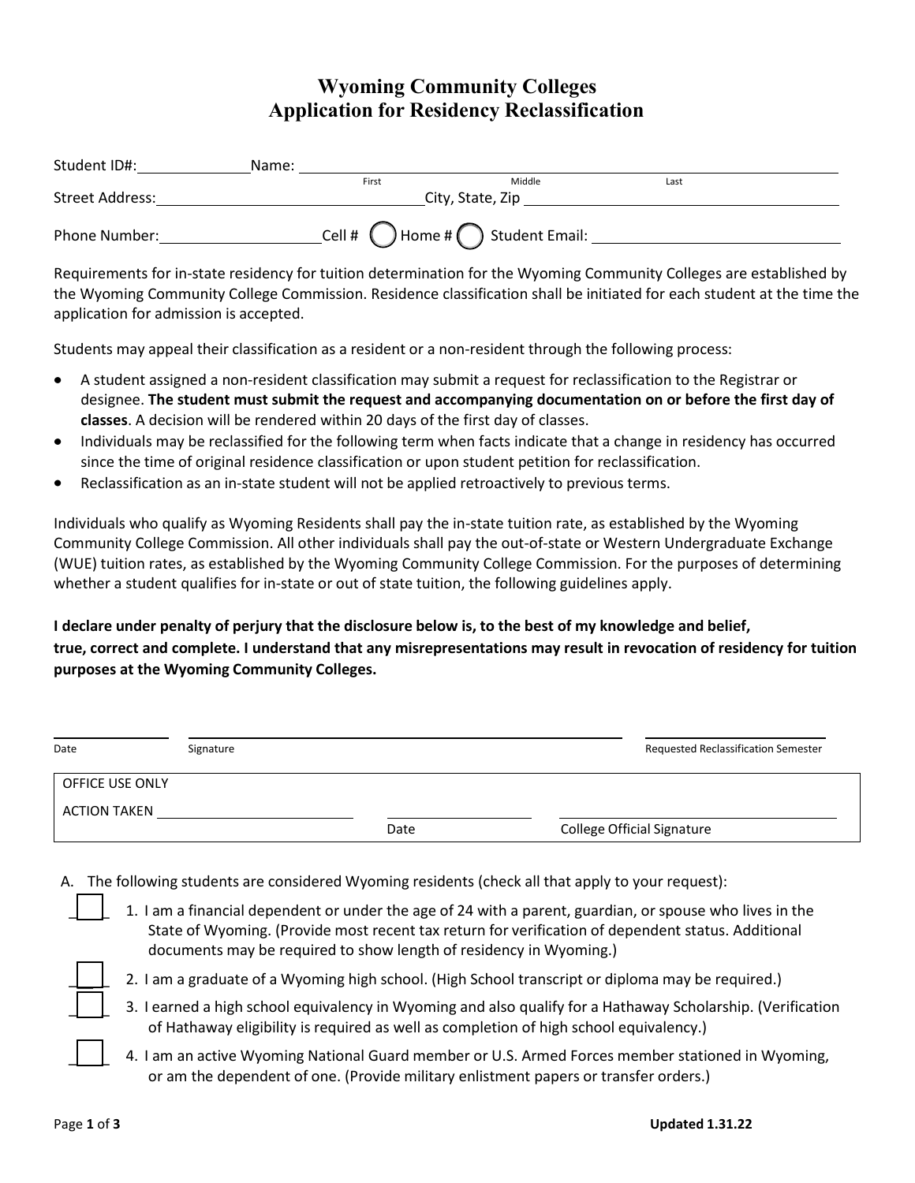# Wyoming Community Colleges
# Application for Residency Reclassification

Student ID#:______________ Name: ________________________________________________
First Middle Last

Street Address:______________________________ City, State, Zip ______________________________

Phone Number:____________________ Cell # ◯ Home # ◯ Student Email: ______________________________

Requirements for in-state residency for tuition determination for the Wyoming Community Colleges are established by the Wyoming Community College Commission. Residence classification shall be initiated for each student at the time the application for admission is accepted.

Students may appeal their classification as a resident or a non-resident through the following process:

- A student assigned a non-resident classification may submit a request for reclassification to the Registrar or designee. **The student must submit the request and accompanying documentation on or before the first day of classes**. A decision will be rendered within 20 days of the first day of classes.
- Individuals may be reclassified for the following term when facts indicate that a change in residency has occurred since the time of original residence classification or upon student petition for reclassification.
- Reclassification as an in-state student will not be applied retroactively to previous terms.

Individuals who qualify as Wyoming Residents shall pay the in-state tuition rate, as established by the Wyoming Community College Commission. All other individuals shall pay the out-of-state or Western Undergraduate Exchange (WUE) tuition rates, as established by the Wyoming Community College Commission. For the purposes of determining whether a student qualifies for in-state or out of state tuition, the following guidelines apply.

**I declare under penalty of perjury that the disclosure below is, to the best of my knowledge and belief, true, correct and complete. I understand that any misrepresentations may result in revocation of residency for tuition purposes at the Wyoming Community Colleges.**

______________ ______________________________________________ ______________________
Date Signature Requested Reclassification Semester

| OFFICE USE ONLY | | |
|---|---|---|
| ACTION TAKEN ____________________ | ______________ Date | ______________________ College Official Signature |

A. The following students are considered Wyoming residents (check all that apply to your request):

☐ 1. I am a financial dependent or under the age of 24 with a parent, guardian, or spouse who lives in the State of Wyoming. (Provide most recent tax return for verification of dependent status. Additional documents may be required to show length of residency in Wyoming.)

☐ 2. I am a graduate of a Wyoming high school. (High School transcript or diploma may be required.)

☐ 3. I earned a high school equivalency in Wyoming and also qualify for a Hathaway Scholarship. (Verification of Hathaway eligibility is required as well as completion of high school equivalency.)

☐ 4. I am an active Wyoming National Guard member or U.S. Armed Forces member stationed in Wyoming, or am the dependent of one. (Provide military enlistment papers or transfer orders.)

Updated 1.31.22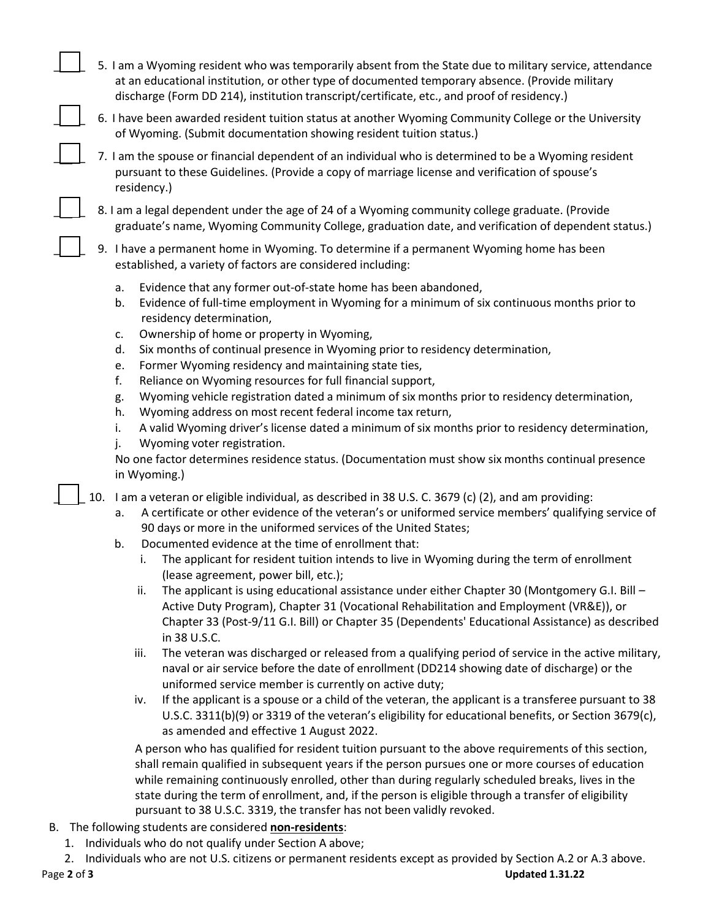☐ 5. I am a Wyoming resident who was temporarily absent from the State due to military service, attendance at an educational institution, or other type of documented temporary absence. (Provide military discharge (Form DD 214), institution transcript/certificate, etc., and proof of residency.)

☐ 6. I have been awarded resident tuition status at another Wyoming Community College or the University of Wyoming. (Submit documentation showing resident tuition status.)

☐ 7. I am the spouse or financial dependent of an individual who is determined to be a Wyoming resident pursuant to these Guidelines. (Provide a copy of marriage license and verification of spouse's residency.)

☐ 8. I am a legal dependent under the age of 24 of a Wyoming community college graduate. (Provide graduate's name, Wyoming Community College, graduation date, and verification of dependent status.)

☐ 9. I have a permanent home in Wyoming. To determine if a permanent Wyoming home has been established, a variety of factors are considered including:

   a. Evidence that any former out-of-state home has been abandoned,
   b. Evidence of full-time employment in Wyoming for a minimum of six continuous months prior to residency determination,
   c. Ownership of home or property in Wyoming,
   d. Six months of continual presence in Wyoming prior to residency determination,
   e. Former Wyoming residency and maintaining state ties,
   f. Reliance on Wyoming resources for full financial support,
   g. Wyoming vehicle registration dated a minimum of six months prior to residency determination,
   h. Wyoming address on most recent federal income tax return,
   i. A valid Wyoming driver's license dated a minimum of six months prior to residency determination,
   j. Wyoming voter registration.

   No one factor determines residence status. (Documentation must show six months continual presence in Wyoming.)

☐ 10. I am a veteran or eligible individual, as described in 38 U.S. C. 3679 (c) (2), and am providing:

   a. A certificate or other evidence of the veteran's or uniformed service members' qualifying service of 90 days or more in the uniformed services of the United States;
   b. Documented evidence at the time of enrollment that:
      i. The applicant for resident tuition intends to live in Wyoming during the term of enrollment (lease agreement, power bill, etc.);
      ii. The applicant is using educational assistance under either Chapter 30 (Montgomery G.I. Bill – Active Duty Program), Chapter 31 (Vocational Rehabilitation and Employment (VR&E)), or Chapter 33 (Post-9/11 G.I. Bill) or Chapter 35 (Dependents' Educational Assistance) as described in 38 U.S.C.
      iii. The veteran was discharged or released from a qualifying period of service in the active military, naval or air service before the date of enrollment (DD214 showing date of discharge) or the uniformed service member is currently on active duty;
      iv. If the applicant is a spouse or a child of the veteran, the applicant is a transferee pursuant to 38 U.S.C. 3311(b)(9) or 3319 of the veteran's eligibility for educational benefits, or Section 3679(c), as amended and effective 1 August 2022.

   A person who has qualified for resident tuition pursuant to the above requirements of this section, shall remain qualified in subsequent years if the person pursues one or more courses of education while remaining continuously enrolled, other than during regularly scheduled breaks, lives in the state during the term of enrollment, and, if the person is eligible through a transfer of eligibility pursuant to 38 U.S.C. 3319, the transfer has not been validly revoked.

B. The following students are considered **non-residents**:

   1. Individuals who do not qualify under Section A above;
   2. Individuals who are not U.S. citizens or permanent residents except as provided by Section A.2 or A.3 above.

**Updated 1.31.22**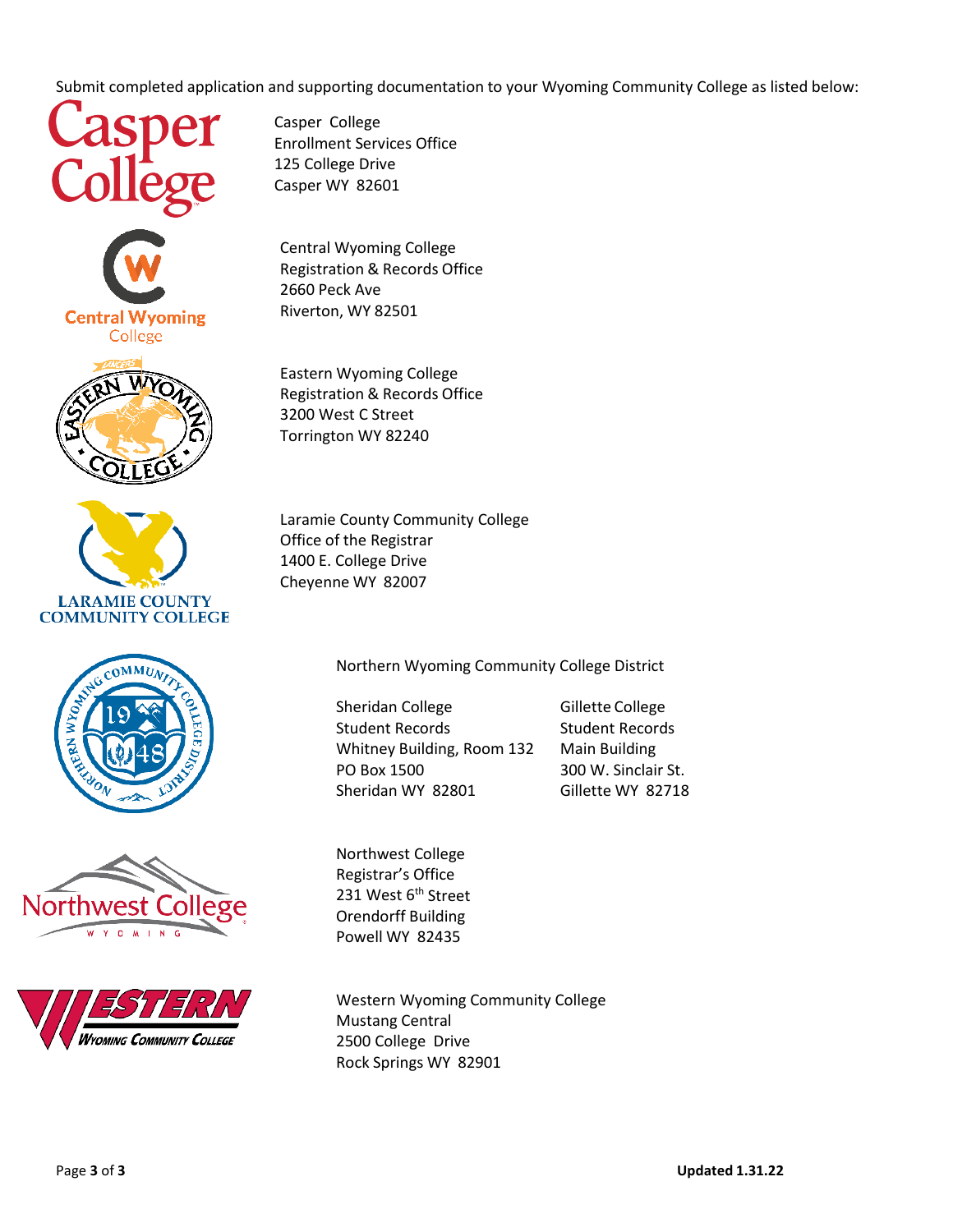Submit completed application and supporting documentation to your Wyoming Community College as listed below:

Casper College
Enrollment Services Office
125 College Drive
Casper WY 82601

Central Wyoming College
Registration & Records Office
2660 Peck Ave
Riverton, WY 82501

Eastern Wyoming College
Registration & Records Office
3200 West C Street
Torrington WY 82240

Laramie County Community College
Office of the Registrar
1400 E. College Drive
Cheyenne WY 82007

Northern Wyoming Community College District

Sheridan College
Student Records
Whitney Building, Room 132
PO Box 1500
Sheridan WY 82801

Gillette College
Student Records
Main Building
300 W. Sinclair St.
Gillette WY 82718

Northwest College
Registrar's Office
231 West 6th Street
Orendorff Building
Powell WY 82435

Western Wyoming Community College
Mustang Central
2500 College Drive
Rock Springs WY 82901

**Updated 1.31.22**